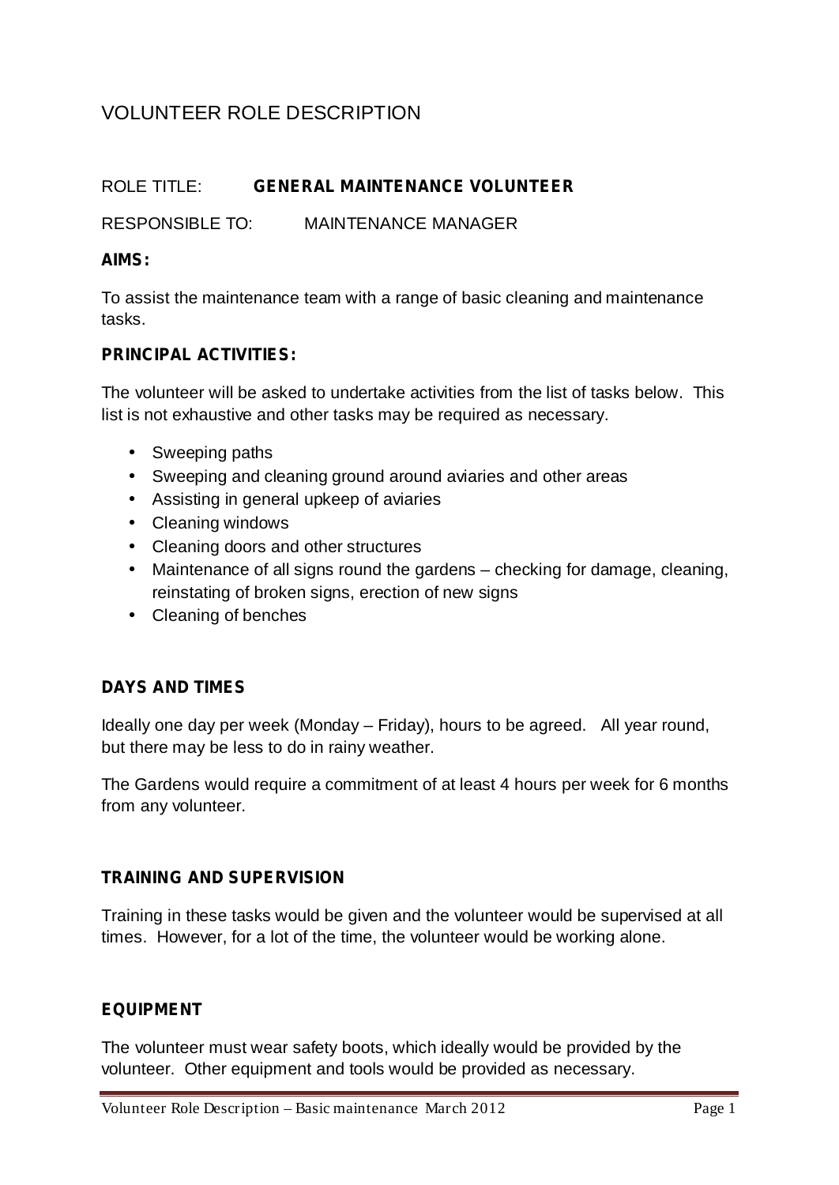# VOLUNTEER ROLE DESCRIPTION

ROLE TITLE: **GENERAL MAINTENANCE VOLUNTEER**

RESPONSIBLE TO: MAINTENANCE MANAGER

**AIMS:**

To assist the maintenance team with a range of basic cleaning and maintenance tasks.

**PRINCIPAL ACTIVITIES:**

The volunteer will be asked to undertake activities from the list of tasks below. This list is not exhaustive and other tasks may be required as necessary.

- Sweeping paths
- Sweeping and cleaning ground around aviaries and other areas
- Assisting in general upkeep of aviaries
- Cleaning windows
- Cleaning doors and other structures
- Maintenance of all signs round the gardens – checking for damage, cleaning, reinstating of broken signs, erection of new signs
- Cleaning of benches

**DAYS AND TIMES**

Ideally one day per week (Monday – Friday), hours to be agreed. All year round, but there may be less to do in rainy weather.

The Gardens would require a commitment of at least 4 hours per week for 6 months from any volunteer.

**TRAINING AND SUPERVISION**

Training in these tasks would be given and the volunteer would be supervised at all times. However, for a lot of the time, the volunteer would be working alone.

**EQUIPMENT**

The volunteer must wear safety boots, which ideally would be provided by the volunteer. Other equipment and tools would be provided as necessary.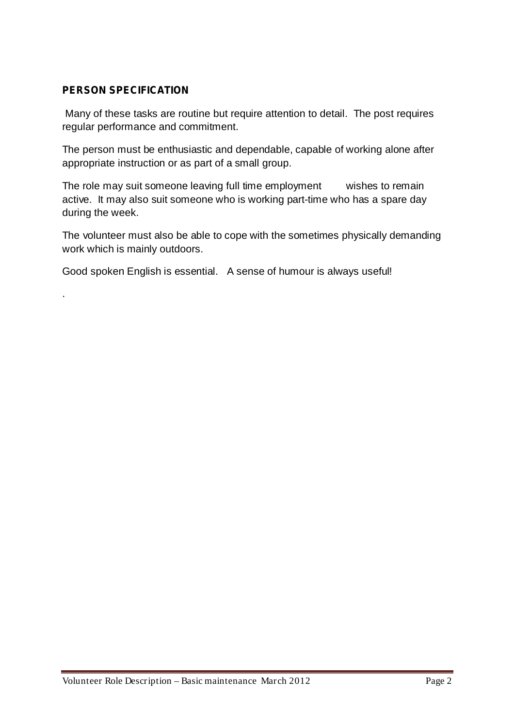**PERSON SPECIFICATION**

Many of these tasks are routine but require attention to detail. The post requires regular performance and commitment.

The person must be enthusiastic and dependable, capable of working alone after appropriate instruction or as part of a small group.

The role may suit someone leaving full time employment wishes to remain active. It may also suit someone who is working part-time who has a spare day during the week.

The volunteer must also be able to cope with the sometimes physically demanding work which is mainly outdoors.

Good spoken English is essential. A sense of humour is always useful!

.